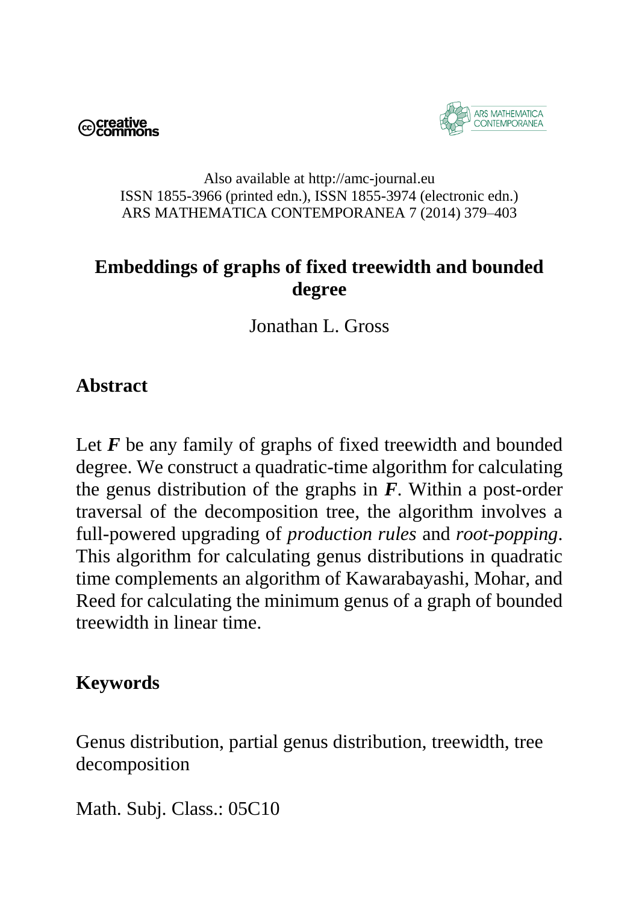Also available at http://amc-journal.eu
ISSN 1855-3966 (printed edn.), ISSN 1855-3974 (electronic edn.)
ARS MATHEMATICA CONTEMPORANEA 7 (2014) 379–403

# Embeddings of graphs of fixed treewidth and bounded degree

Jonathan L. Gross

## Abstract

Let $\boldsymbol{F}$ be any family of graphs of fixed treewidth and bounded degree. We construct a quadratic-time algorithm for calculating the genus distribution of the graphs in $\boldsymbol{F}$. Within a post-order traversal of the decomposition tree, the algorithm involves a full-powered upgrading of *production rules* and *root-popping*. This algorithm for calculating genus distributions in quadratic time complements an algorithm of Kawarabayashi, Mohar, and Reed for calculating the minimum genus of a graph of bounded treewidth in linear time.

## Keywords

Genus distribution, partial genus distribution, treewidth, tree decomposition

Math. Subj. Class.: 05C10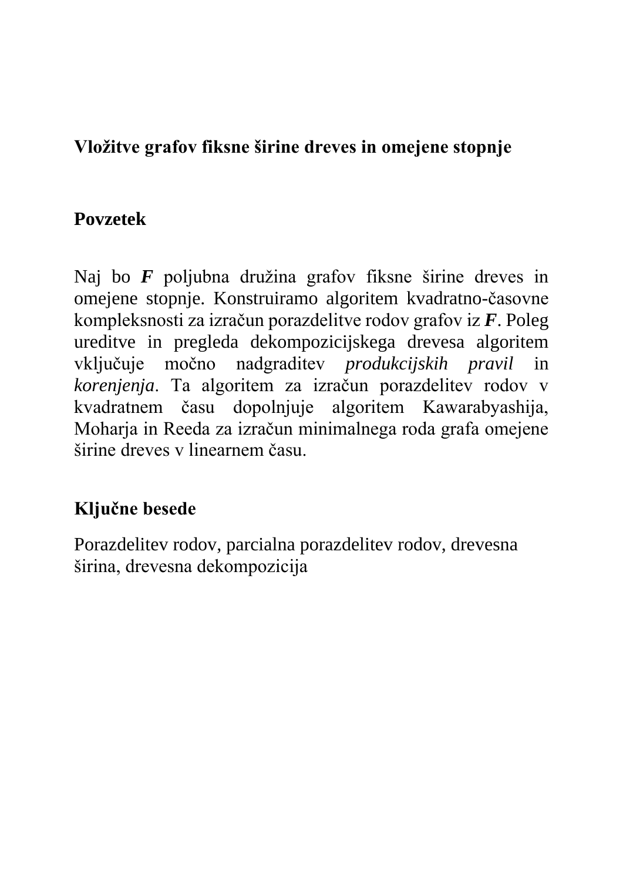# Vložitve grafov fiksne širine dreves in omejene stopnje

## Povzetek

Naj bo ***F*** poljubna družina grafov fiksne širine dreves in omejene stopnje. Konstruiramo algoritem kvadratno-časovne kompleksnosti za izračun porazdelitve rodov grafov iz ***F***. Poleg ureditve in pregleda dekompozicijskega drevesa algoritem vključuje močno nadgraditev *produkcijskih pravil* in *korenjenja*. Ta algoritem za izračun porazdelitev rodov v kvadratnem času dopolnjuje algoritem Kawarabyashija, Moharja in Reeda za izračun minimalnega roda grafa omejene širine dreves v linearnem času.

## Ključne besede

Porazdelitev rodov, parcialna porazdelitev rodov, drevesna širina, drevesna dekompozicija